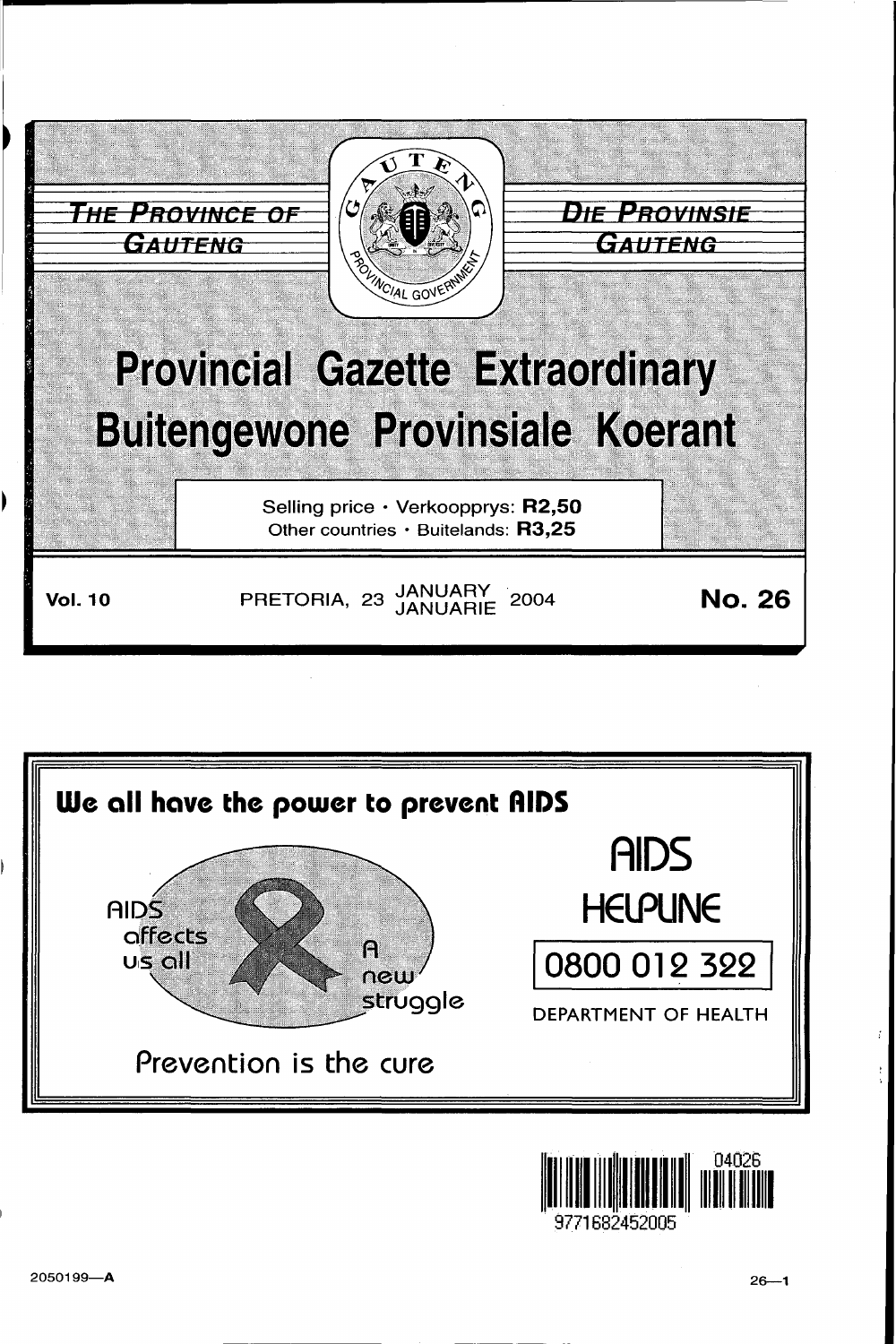**THE PROVINCE OF GAUTENG** | **DIE PROVINSIE GAUTENG**

# Provincial Gazette Extraordinary
# Buitengewone Provinsiale Koerant

Selling price · Verkoopprys: **R2,50**
Other countries · Buitelands: **R3,25**

**Vol. 10** PRETORIA, 23 JANUARY JANUARIE 2004 **No. 26**

**We all have the power to prevent AIDS**

AIDS affects us all

A new struggle

Prevention is the cure

**AIDS HELPLINE**

**0800 012 322**

DEPARTMENT OF HEALTH

04026

9771682452005

2050199—A

26—1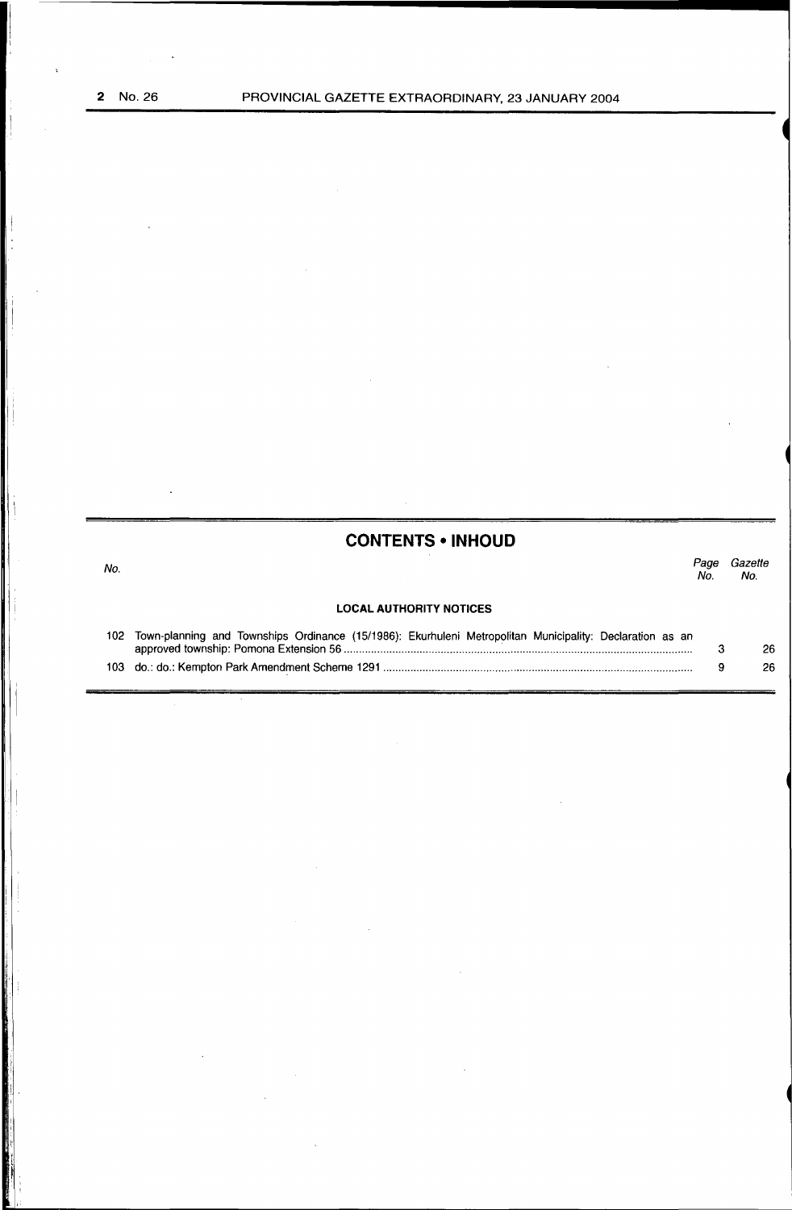## CONTENTS • INHOUD

| No. | | Page No. | Gazette No. |
|---|---|---|---|
| | **LOCAL AUTHORITY NOTICES** | | |
| 102 | Town-planning and Townships Ordinance (15/1986): Ekurhuleni Metropolitan Municipality: Declaration as an approved township: Pomona Extension 56 | 3 | 26 |
| 103 | do.: do.: Kempton Park Amendment Scheme 1291 | 9 | 26 |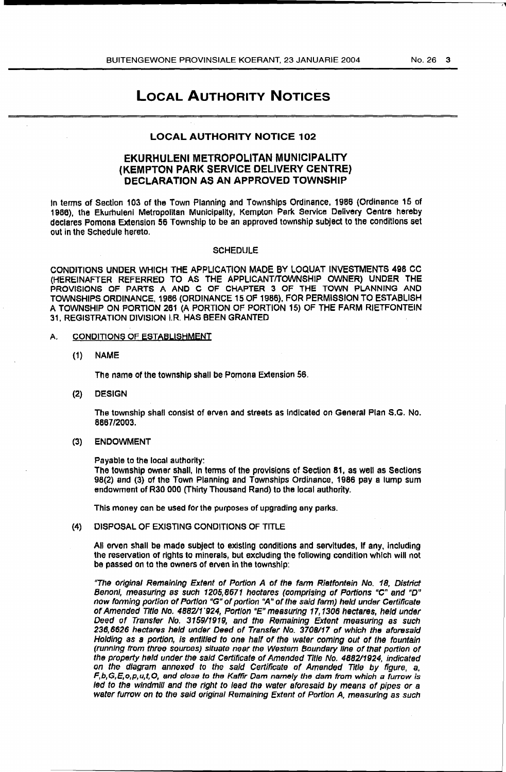# LOCAL AUTHORITY NOTICES

## LOCAL AUTHORITY NOTICE 102

## EKURHULENI METROPOLITAN MUNICIPALITY (KEMPTON PARK SERVICE DELIVERY CENTRE) DECLARATION AS AN APPROVED TOWNSHIP

In terms of Section 103 of the Town Planning and Townships Ordinance, 1986 (Ordinance 15 of 1986), the Ekurhuleni Metropolitan Municipality, Kempton Park Service Delivery Centre hereby declares Pomona Extension 56 Township to be an approved township subject to the conditions set out in the Schedule hereto.

SCHEDULE

CONDITIONS UNDER WHICH THE APPLICATION MADE BY LOQUAT INVESTMENTS 498 CC (HEREINAFTER REFERRED TO AS THE APPLICANT/TOWNSHIP OWNER) UNDER THE PROVISIONS OF PARTS A AND C OF CHAPTER 3 OF THE TOWN PLANNING AND TOWNSHIPS ORDINANCE, 1986 (ORDINANCE 15 OF 1986), FOR PERMISSION TO ESTABLISH A TOWNSHIP ON PORTION 261 (A PORTION OF PORTION 15) OF THE FARM RIETFONTEIN 31, REGISTRATION DIVISION I.R. HAS BEEN GRANTED

A. CONDITIONS OF ESTABLISHMENT

(1) NAME

The name of the township shall be Pomona Extension 56.

(2) DESIGN

The township shall consist of erven and streets as indicated on General Plan S.G. No. 8867/2003.

(3) ENDOWMENT

Payable to the local authority:
The township owner shall, in terms of the provisions of Section 81, as well as Sections 98(2) and (3) of the Town Planning and Townships Ordinance, 1986 pay a lump sum endowment of R30 000 (Thirty Thousand Rand) to the local authority.

This money can be used for the purposes of upgrading any parks.

(4) DISPOSAL OF EXISTING CONDITIONS OF TITLE

All erven shall be made subject to existing conditions and servitudes, if any, including the reservation of rights to minerals, but excluding the following condition which will not be passed on to the owners of erven in the township:

*"The original Remaining Extent of Portion A of the farm Rietfontein No. 18, District Benoni, measuring as such 1205,8671 hectares (comprising of Portions "C" and "D" now forming portion of Portion "G" of portion "A" of the said farm) held under Certificate of Amended Title No. 4882/1924, Portion "E" measuring 17,1306 hectares, held under Deed of Transfer No. 3159/1919, and the Remaining Extent measuring as such 236,6626 hectares held under Deed of Transfer No. 3708/17 of which the aforesaid Holding as a portion, is entitled to one half of the water coming out of the fountain (running from three sources) situate near the Western Boundary line of that portion of the property held under the said Certificate of Amended Title No. 4882/1924, indicated on the diagram annexed to the said Certificate of Amended Title by figure, a, F,b,G,E,o,p,u,t,O, and close to the Kaffir Dam namely the dam from which a furrow is led to the windmill and the right to lead the water aforesaid by means of pipes or a water furrow on to the said original Remaining Extent of Portion A, measuring as such*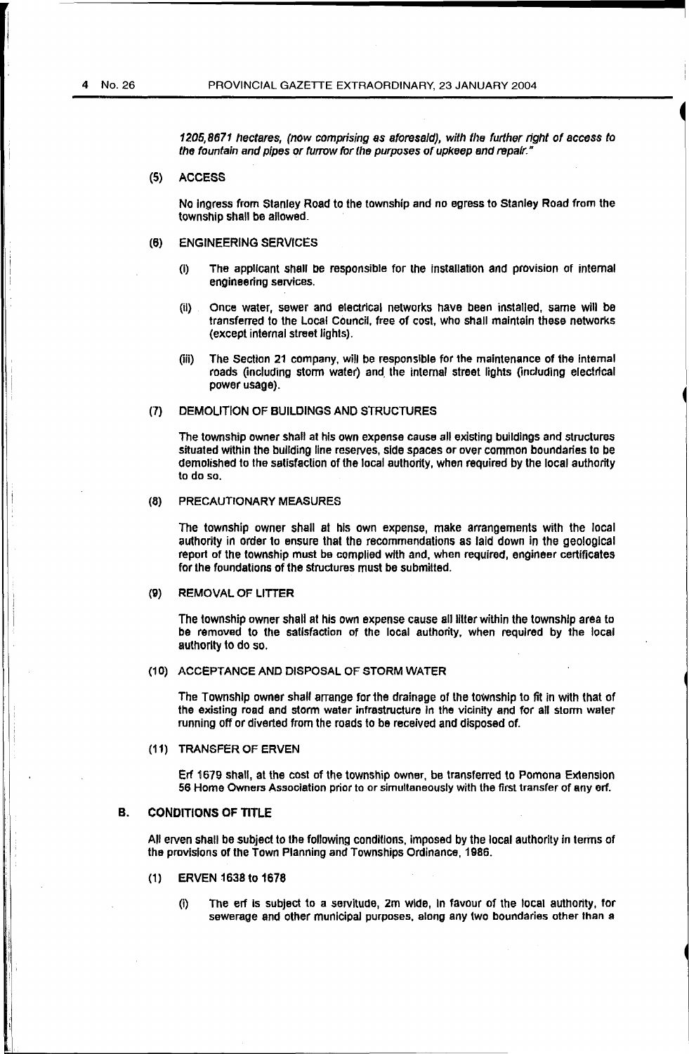*1205,8671 hectares, (now comprising as aforesaid), with the further right of access to the fountain and pipes or furrow for the purposes of upkeep and repair."*

(5) ACCESS

No ingress from Stanley Road to the township and no egress to Stanley Road from the township shall be allowed.

(6) ENGINEERING SERVICES

(i) The applicant shall be responsible for the installation and provision of internal engineering services.

(ii) Once water, sewer and electrical networks have been installed, same will be transferred to the Local Council, free of cost, who shall maintain these networks (except internal street lights).

(iii) The Section 21 company, will be responsible for the maintenance of the internal roads (including storm water) and the internal street lights (including electrical power usage).

(7) DEMOLITION OF BUILDINGS AND STRUCTURES

The township owner shall at his own expense cause all existing buildings and structures situated within the building line reserves, side spaces or over common boundaries to be demolished to the satisfaction of the local authority, when required by the local authority to do so.

(8) PRECAUTIONARY MEASURES

The township owner shall at his own expense, make arrangements with the local authority in order to ensure that the recommendations as laid down in the geological report of the township must be complied with and, when required, engineer certificates for the foundations of the structures must be submitted.

(9) REMOVAL OF LITTER

The township owner shall at his own expense cause all litter within the township area to be removed to the satisfaction of the local authority, when required by the local authority to do so.

(10) ACCEPTANCE AND DISPOSAL OF STORM WATER

The Township owner shall arrange for the drainage of the township to fit in with that of the existing road and storm water infrastructure in the vicinity and for all storm water running off or diverted from the roads to be received and disposed of.

(11) TRANSFER OF ERVEN

Erf 1679 shall, at the cost of the township owner, be transferred to Pomona Extension 56 Home Owners Association prior to or simultaneously with the first transfer of any erf.

## B. CONDITIONS OF TITLE

All erven shall be subject to the following conditions, imposed by the local authority in terms of the provisions of the Town Planning and Townships Ordinance, 1986.

(1) ERVEN 1638 to 1678

(i) The erf is subject to a servitude, 2m wide, in favour of the local authority, for sewerage and other municipal purposes, along any two boundaries other than a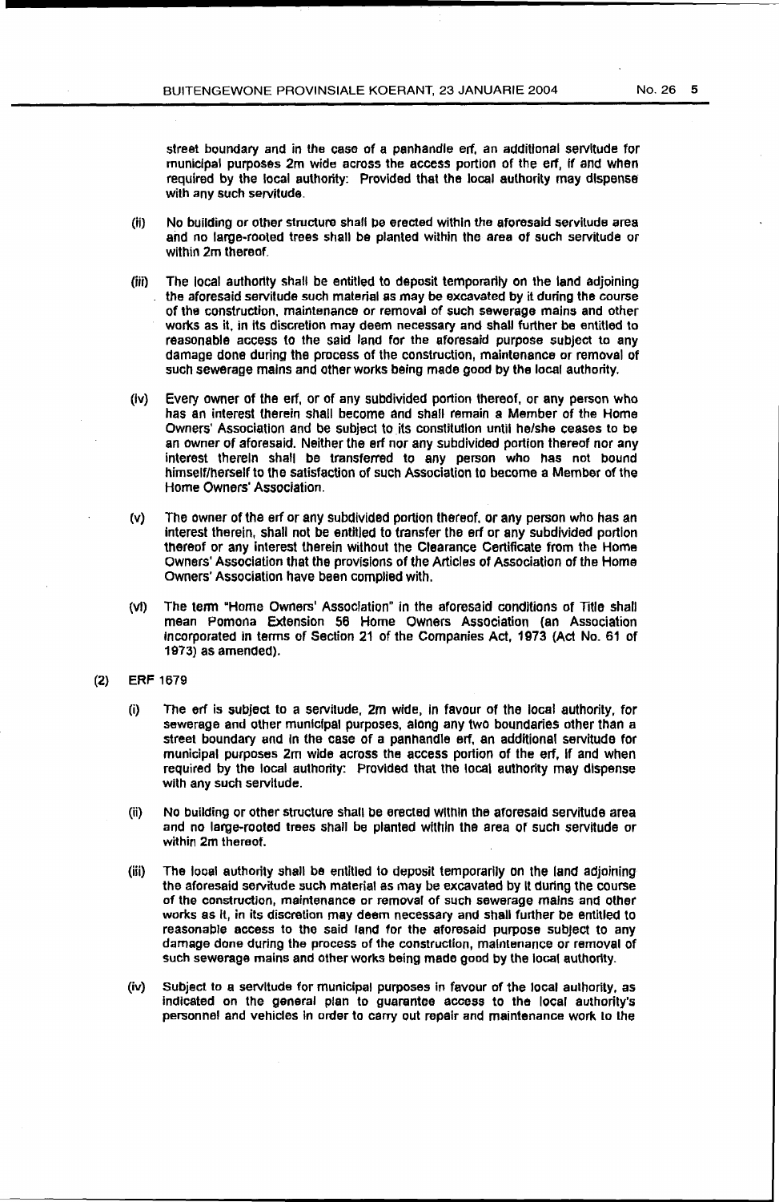street boundary and in the case of a panhandle erf, an additional servitude for municipal purposes 2m wide across the access portion of the erf, if and when required by the local authority: Provided that the local authority may dispense with any such servitude.

(ii) No building or other structure shall be erected within the aforesaid servitude area and no large-rooted trees shall be planted within the area of such servitude or within 2m thereof.

(iii) The local authority shall be entitled to deposit temporarily on the land adjoining the aforesaid servitude such material as may be excavated by it during the course of the construction, maintenance or removal of such sewerage mains and other works as it, in its discretion may deem necessary and shall further be entitled to reasonable access to the said land for the aforesaid purpose subject to any damage done during the process of the construction, maintenance or removal of such sewerage mains and other works being made good by the local authority.

(iv) Every owner of the erf, or of any subdivided portion thereof, or any person who has an interest therein shall become and shall remain a Member of the Home Owners' Association and be subject to its constitution until he/she ceases to be an owner of aforesaid. Neither the erf nor any subdivided portion thereof nor any interest therein shall be transferred to any person who has not bound himself/herself to the satisfaction of such Association to become a Member of the Home Owners' Association.

(v) The owner of the erf or any subdivided portion thereof, or any person who has an interest therein, shall not be entitled to transfer the erf or any subdivided portion thereof or any interest therein without the Clearance Certificate from the Home Owners' Association that the provisions of the Articles of Association of the Home Owners' Association have been complied with.

(vi) The term "Home Owners' Association" in the aforesaid conditions of Title shall mean Pomona Extension 56 Home Owners Association (an Association incorporated in terms of Section 21 of the Companies Act, 1973 (Act No. 61 of 1973) as amended).

(2) ERF 1679

(i) The erf is subject to a servitude, 2m wide, in favour of the local authority, for sewerage and other municipal purposes, along any two boundaries other than a street boundary and in the case of a panhandle erf, an additional servitude for municipal purposes 2m wide across the access portion of the erf, if and when required by the local authority: Provided that the local authority may dispense with any such servitude.

(ii) No building or other structure shall be erected within the aforesaid servitude area and no large-rooted trees shall be planted within the area of such servitude or within 2m thereof.

(iii) The local authority shall be entitled to deposit temporarily on the land adjoining the aforesaid servitude such material as may be excavated by it during the course of the construction, maintenance or removal of such sewerage mains and other works as it, in its discretion may deem necessary and shall further be entitled to reasonable access to the said land for the aforesaid purpose subject to any damage done during the process of the construction, maintenance or removal of such sewerage mains and other works being made good by the local authority.

(iv) Subject to a servitude for municipal purposes in favour of the local authority, as indicated on the general plan to guarantee access to the local authority's personnel and vehicles in order to carry out repair and maintenance work to the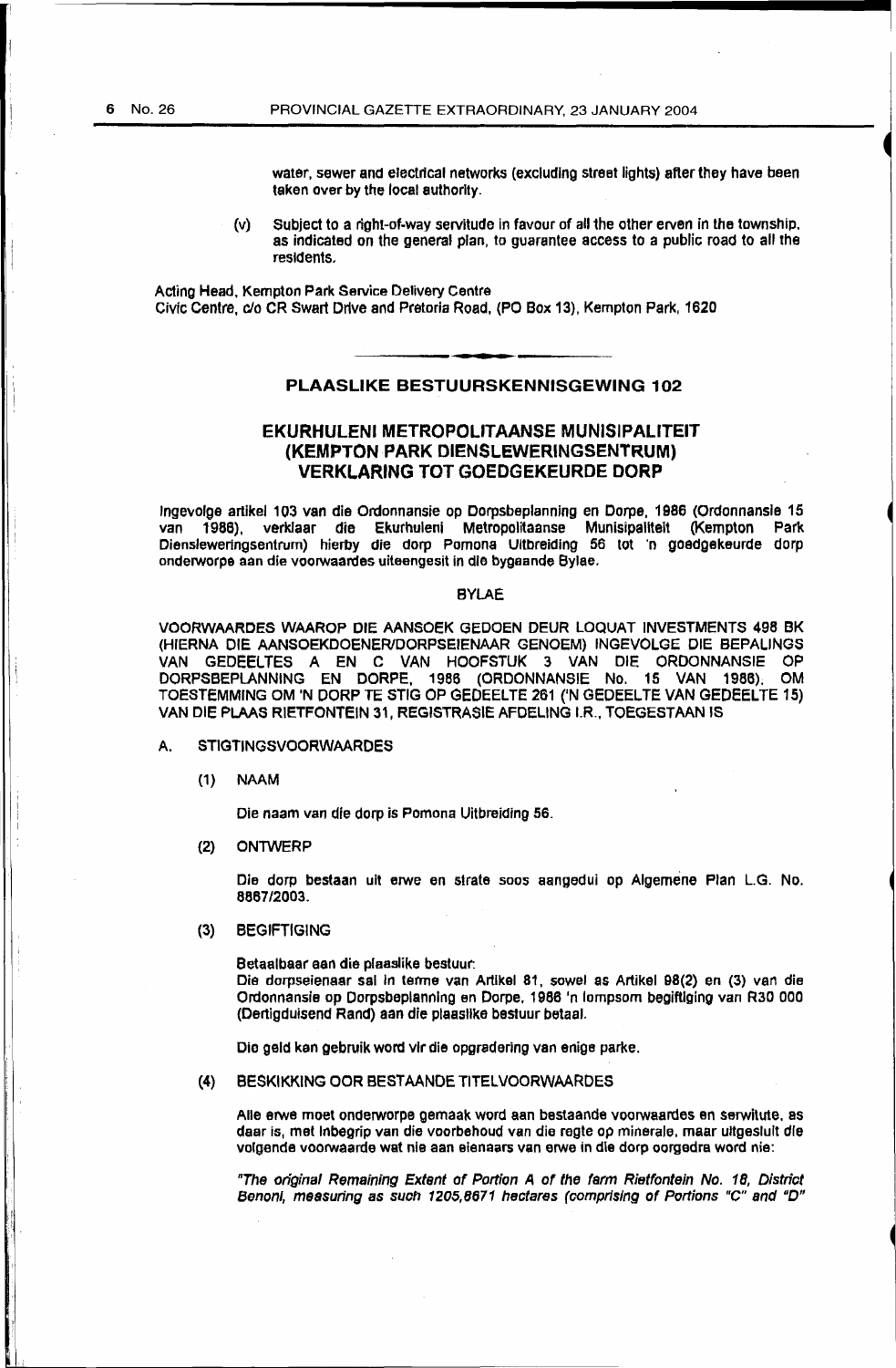water, sewer and electrical networks (excluding street lights) after they have been taken over by the local authority.

(v) Subject to a right-of-way servitude in favour of all the other erven in the township, as indicated on the general plan, to guarantee access to a public road to all the residents.

Acting Head, Kempton Park Service Delivery Centre
Civic Centre, c/o CR Swart Drive and Pretoria Road, (PO Box 13), Kempton Park, 1620

## PLAASLIKE BESTUURSKENNISGEWING 102

## EKURHULENI METROPOLITAANSE MUNISIPALITEIT (KEMPTON PARK DIENSLEWERINGSENTRUM) VERKLARING TOT GOEDGEKEURDE DORP

Ingevolge artikel 103 van die Ordonnansie op Dorpsbeplanning en Dorpe, 1986 (Ordonnansie 15 van 1986), verklaar die Ekurhuleni Metropolitaanse Munisipaliteit (Kempton Park Diensleweringsentrum) hierby die dorp Pomona Uitbreiding 56 tot 'n goedgekeurde dorp onderworpe aan die voorwaardes uiteengesit in die bygaande Bylae.

### BYLAE

VOORWAARDES WAAROP DIE AANSOEK GEDOEN DEUR LOQUAT INVESTMENTS 498 BK (HIERNA DIE AANSOEKDOENER/DORPSEIENAAR GENOEM) INGEVOLGE DIE BEPALINGS VAN GEDEELTES A EN C VAN HOOFSTUK 3 VAN DIE ORDONNANSIE OP DORPSBEPLANNING EN DORPE, 1986 (ORDONNANSIE No. 15 VAN 1986), OM TOESTEMMING OM 'N DORP TE STIG OP GEDEELTE 261 ('N GEDEELTE VAN GEDEELTE 15) VAN DIE PLAAS RIETFONTEIN 31, REGISTRASIE AFDELING I.R., TOEGESTAAN IS

A. STIGTINGSVOORWAARDES

(1) NAAM

Die naam van die dorp is Pomona Uitbreiding 56.

(2) ONTWERP

Die dorp bestaan uit erwe en strate soos aangedui op Algemene Plan L.G. No. 8867/2003.

(3) BEGIFTIGING

Betaalbaar aan die plaaslike bestuur:
Die dorpseienaar sal in terme van Artikel 81, sowel as Artikel 98(2) en (3) van die Ordonnansie op Dorpsbeplanning en Dorpe, 1986 'n lompsom begiftiging van R30 000 (Dertigduisend Rand) aan die plaaslike bestuur betaal.

Die geld kan gebruik word vir die opgradering van enige parke.

(4) BESKIKKING OOR BESTAANDE TITELVOORWAARDES

Alle erwe moet onderworpe gemaak word aan bestaande voorwaardes en serwitute, as daar is, met inbegrip van die voorbehoud van die regte op minerale, maar uitgesluit die volgende voorwaarde wat nie aan eienaars van erwe in die dorp oorgedra word nie:

*"The original Remaining Extent of Portion A of the farm Rietfontein No. 18, District Benoni, measuring as such 1205,8671 hectares (comprising of Portions "C" and "D"*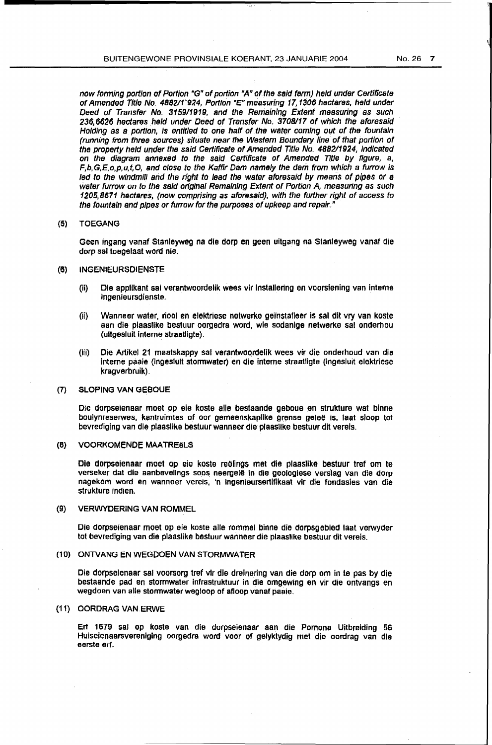*now forming portion of Portion "G" of portion "A" of the said farm) held under Certificate of Amended Title No. 4882/1'924, Portion "E" measuring 17,1306 hectares, held under Deed of Transfer No. 3159/1919, and the Remaining Extent measuring as such 236,6626 hectares held under Deed of Transfer No. 3708/17 of which the aforesaid Holding as a portion, is entitled to one half of the water coming out of the fountain (running from three sources) situate near the Western Boundary line of that portion of the property held under the said Certificate of Amended Title No. 4882/1924, indicated on the diagram annexed to the said Certificate of Amended Title by figure, a, F,b,G,E,o,p,u,t,O, and close to the Kaffir Dam namely the dam from which a furrow is led to the windmill and the right to lead the water aforesaid by means of pipes or a water furrow on to the said original Remaining Extent of Portion A, measuring as such 1205,8671 hectares, (now comprising as aforesaid), with the further right of access to the fountain and pipes or furrow for the purposes of upkeep and repair."*

(5) TOEGANG

Geen ingang vanaf Stanleyweg na die dorp en geen uitgang na Stanleyweg vanaf die dorp sal toegelaat word nie.

(6) INGENIEURSDIENSTE

(ii) Die applikant sal verantwoordelik wees vir installering en voorsiening van interne ingenieursdienste.

(ii) Wanneer water, riool en elektriese netwerke geïnstalleer is sal dit vry van koste aan die plaaslike bestuur oorgedra word, wie sodanige netwerke sal onderhou (uitgesluit interne straatligte).

(iii) Die Artikel 21 maatskappy sal verantwoordelik wees vir die onderhoud van die interne paaie (ingesluit stormwater) en die interne straatligte (ingesluit elektriese kragverbruik).

(7) SLOPING VAN GEBOUE

Die dorpseienaar moet op eie koste alle bestaande geboue en strukture wat binne boulynreserwes, kantruimtes of oor gemeenskaplike grense geleë is, laat sloop tot bevrediging van die plaaslike bestuur wanneer die plaaslike bestuur dit vereis.

(8) VOORKOMENDE MAATREëLS

Die dorpseienaar moet op eie koste reëlings met die plaaslike bestuur tref om te verseker dat die aanbevelings soos neergelê in die geologiese verslag van die dorp nagekom word en wanneer vereis, 'n ingenieursertifikaat vir die fondasies van die strukture indien.

(9) VERWYDERING VAN ROMMEL

Die dorpseienaar moet op eie koste alle rommel binne die dorpsgebied laat verwyder tot bevrediging van die plaaslike bestuur wanneer die plaaslike bestuur dit vereis.

(10) ONTVANG EN WEGDOEN VAN STORMWATER

Die dorpseienaar sal voorsorg tref vir die dreinering van die dorp om in te pas by die bestaande pad en stormwater infrastruktuur in die omgewing en vir die ontvangs en wegdoen van alle stormwater wegloop of afloop vanaf paaie.

(11) OORDRAG VAN ERWE

Erf 1679 sal op koste van die dorpseienaar aan die Pomona Uitbreiding 56 Huiseienaarsvereniging oorgedra word voor of gelyktydig met die oordrag van die eerste erf.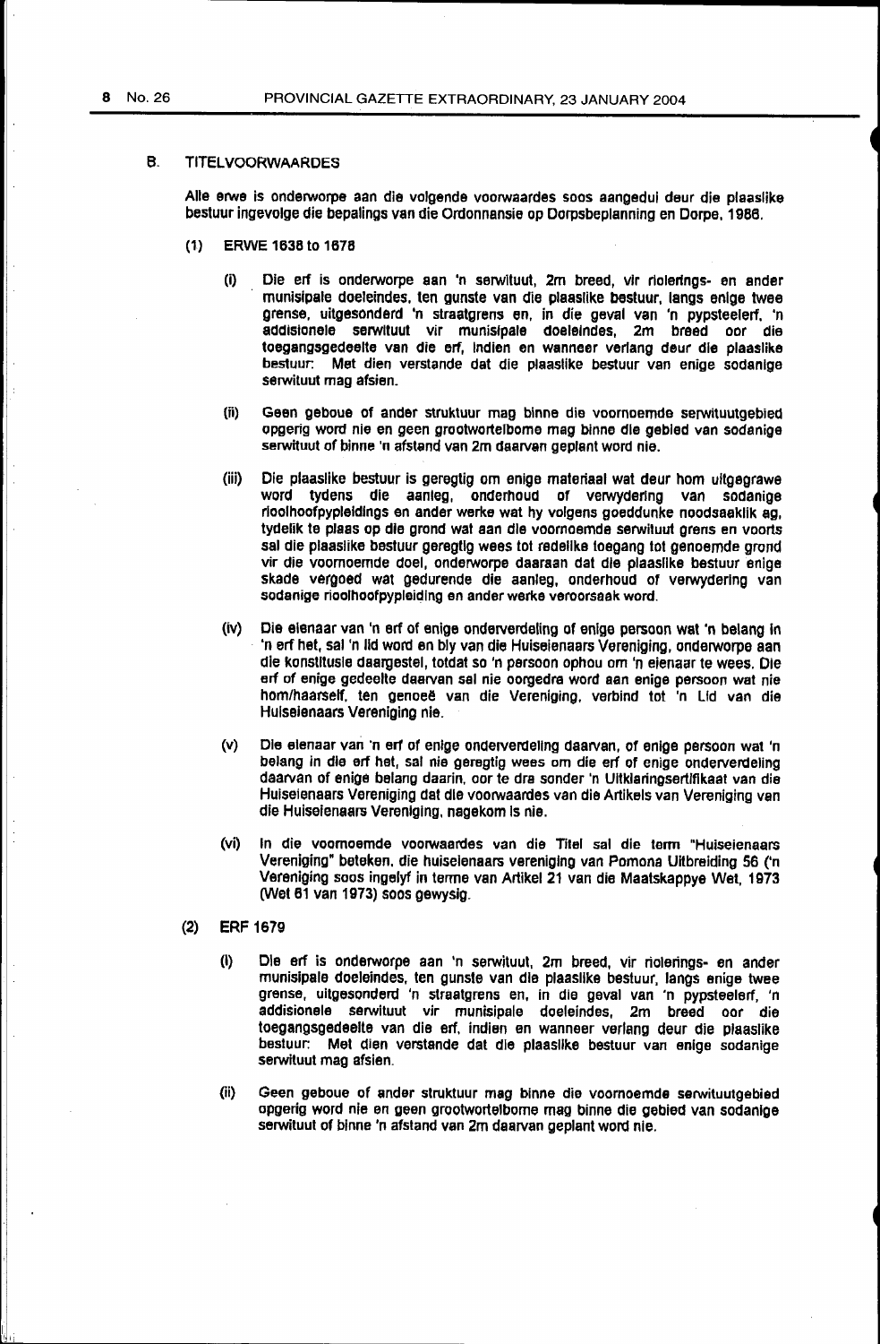## B. TITELVOORWAARDES

Alle erwe is onderworpe aan die volgende voorwaardes soos aangedui deur die plaaslike bestuur ingevolge die bepalings van die Ordonnansie op Dorpsbeplanning en Dorpe, 1986.

### (1) ERWE 1638 to 1678

(i) Die erf is onderworpe aan 'n serwituut, 2m breed, vir riolerings- en ander munisipale doeleindes, ten gunste van die plaaslike bestuur, langs enige twee grense, uitgesonderd 'n straatgrens en, in die geval van 'n pypsteelerf, 'n addisionele serwituut vir munisipale doeleindes, 2m breed oor die toegangsgedeelte van die erf, indien en wanneer verlang deur die plaaslike bestuur: Met dien verstande dat die plaaslike bestuur van enige sodanige serwituut mag afsien.

(ii) Geen geboue of ander struktuur mag binne die voornoemde serwituutgebied opgerig word nie en geen grootwortelbome mag binne die gebied van sodanige serwituut of binne 'n afstand van 2m daarvan geplant word nie.

(iii) Die plaaslike bestuur is geregtig om enige materiaal wat deur hom uitgegrawe word tydens die aanleg, onderhoud of verwydering van sodanige rioolhoofpypleidings en ander werke wat hy volgens goeddunke noodsaaklik ag, tydelik te plaas op die grond wat aan die voornoemde serwituut grens en voorts sal die plaaslike bestuur geregtig wees tot redelike toegang tot genoemde grond vir die voornoemde doel, onderworpe daaraan dat die plaaslike bestuur enige skade vergoed wat gedurende die aanleg, onderhoud of verwydering van sodanige rioolhoofpypleiding en ander werke veroorsaak word.

(iv) Die eienaar van 'n erf of enige onderverdeling of enige persoon wat 'n belang in 'n erf het, sal 'n lid word en bly van die Huiseienaars Vereniging, onderworpe aan die konstitusie daargestel, totdat so 'n persoon ophou om 'n eienaar te wees. Die erf of enige gedeelte daarvan sal nie oorgedra word aan enige persoon wat nie hom/haarself, ten genoeë van die Vereniging, verbind tot 'n Lid van die Huiseienaars Vereniging nie.

(v) Die eienaar van 'n erf of enige onderverdeling daarvan, of enige persoon wat 'n belang in die erf het, sal nie geregtig wees om die erf of enige onderverdeling daarvan of enige belang daarin, oor te dra sonder 'n Uitklaringsertifikaat van die Huiseienaars Vereniging dat die voorwaardes van die Artikels van Vereniging van die Huiseienaars Vereniging, nagekom is nie.

(vi) In die voornoemde voorwaardes van die Titel sal die term "Huiseienaars Vereniging" beteken, die huiseienaars vereniging van Pomona Uitbreiding 56 ('n Vereniging soos ingelyf in terme van Artikel 21 van die Maatskappye Wet, 1973 (Wet 61 van 1973) soos gewysig.

### (2) ERF 1679

(i) Die erf is onderworpe aan 'n serwituut, 2m breed, vir riolerings- en ander munisipale doeleindes, ten gunste van die plaaslike bestuur, langs enige twee grense, uitgesonderd 'n straatgrens en, in die geval van 'n pypsteelerf, 'n addisionele serwituut vir munisipale doeleindes, 2m breed oor die toegangsgedeelte van die erf, indien en wanneer verlang deur die plaaslike bestuur: Met dien verstande dat die plaaslike bestuur van enige sodanige serwituut mag afsien.

(ii) Geen geboue of ander struktuur mag binne die voornoemde serwituutgebied opgerig word nie en geen grootwortelbome mag binne die gebied van sodanige serwituut of binne 'n afstand van 2m daarvan geplant word nie.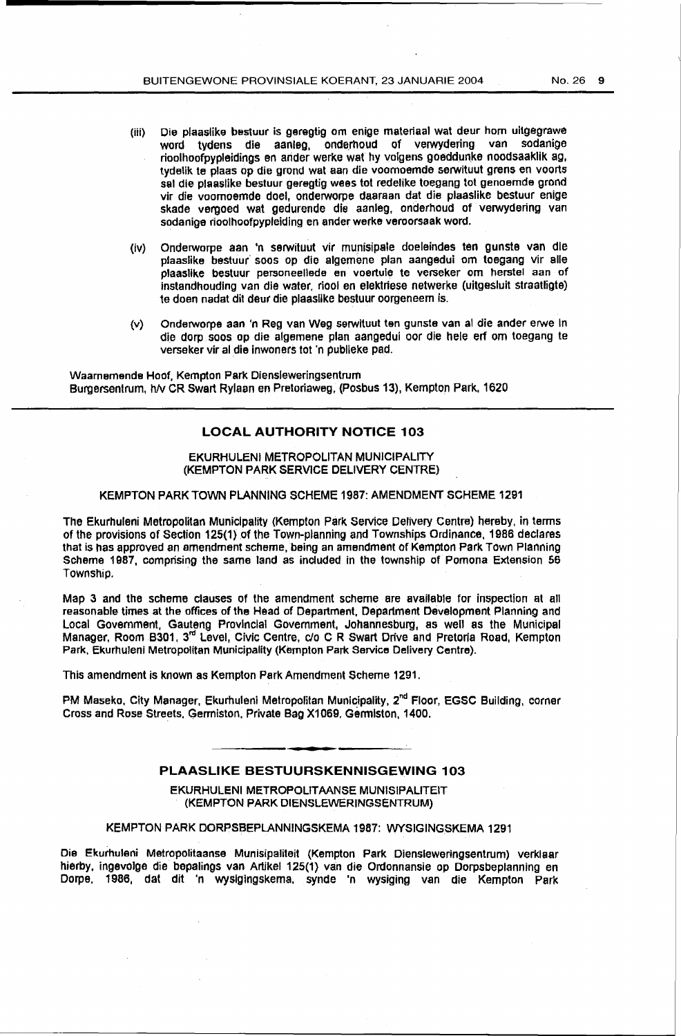(iii) Die plaaslike bestuur is geregtig om enige materiaal wat deur hom uitgegrawe word tydens die aanleg, onderhoud of verwydering van sodanige rioolhoofpypleidings en ander werke wat hy volgens goeddunke noodsaaklik ag, tydelik te plaas op die grond wat aan die voornoemde serwituut grens en voorts sal die plaaslike bestuur geregtig wees tot redelike toegang tot genoemde grond vir die voornoemde doel, onderworpe daaraan dat die plaaslike bestuur enige skade vergoed wat gedurende die aanleg, onderhoud of verwydering van sodanige rioolhoofpypleiding en ander werke veroorsaak word.

(iv) Onderworpe aan 'n serwituut vir munisipale doeleindes ten gunste van die plaaslike bestuur soos op die algemene plan aangedui om toegang vir alle plaaslike bestuur personeellede en voertuie te verseker om herstel aan of instandhouding van die water, riool en elektriese netwerke (uitgesluit straatligte) te doen nadat dit deur die plaaslike bestuur oorgeneem is.

(v) Onderworpe aan 'n Reg van Weg serwituut ten gunste van al die ander erwe in die dorp soos op die algemene plan aangedui oor die hele erf om toegang te verseker vir al die inwoners tot 'n publieke pad.

Waarnemende Hoof, Kempton Park Diensleweringsentrum
Burgersentrum, h/v CR Swart Rylaan en Pretoriaweg, (Posbus 13), Kempton Park, 1620

## LOCAL AUTHORITY NOTICE 103

### EKURHULENI METROPOLITAN MUNICIPALITY (KEMPTON PARK SERVICE DELIVERY CENTRE)

### KEMPTON PARK TOWN PLANNING SCHEME 1987: AMENDMENT SCHEME 1291

The Ekurhuleni Metropolitan Municipality (Kempton Park Service Delivery Centre) hereby, in terms of the provisions of Section 125(1) of the Town-planning and Townships Ordinance, 1986 declares that is has approved an amendment scheme, being an amendment of Kempton Park Town Planning Scheme 1987, comprising the same land as included in the township of Pomona Extension 56 Township.

Map 3 and the scheme clauses of the amendment scheme are available for inspection at all reasonable times at the offices of the Head of Department, Department Development Planning and Local Government, Gauteng Provincial Government, Johannesburg, as well as the Municipal Manager, Room B301, 3rd Level, Civic Centre, c/o C R Swart Drive and Pretoria Road, Kempton Park, Ekurhuleni Metropolitan Municipality (Kempton Park Service Delivery Centre).

This amendment is known as Kempton Park Amendment Scheme 1291.

PM Maseko, City Manager, Ekurhuleni Metropolitan Municipality, 2nd Floor, EGSC Building, corner Cross and Rose Streets, Germiston, Private Bag X1069, Germiston, 1400.

## PLAASLIKE BESTUURSKENNISGEWING 103

### EKURHULENI METROPOLITAANSE MUNISIPALITEIT (KEMPTON PARK DIENSLEWERINGSENTRUM)

### KEMPTON PARK DORPSBEPLANNINGSKEMA 1987: WYSIGINGSKEMA 1291

Die Ekurhuleni Metropolitaanse Munisipaliteit (Kempton Park Diensleweringsentrum) verklaar hierby, ingevolge die bepalings van Artikel 125(1) van die Ordonnansie op Dorpsbeplanning en Dorpe, 1986, dat dit 'n wysigingskema, synde 'n wysiging van die Kempton Park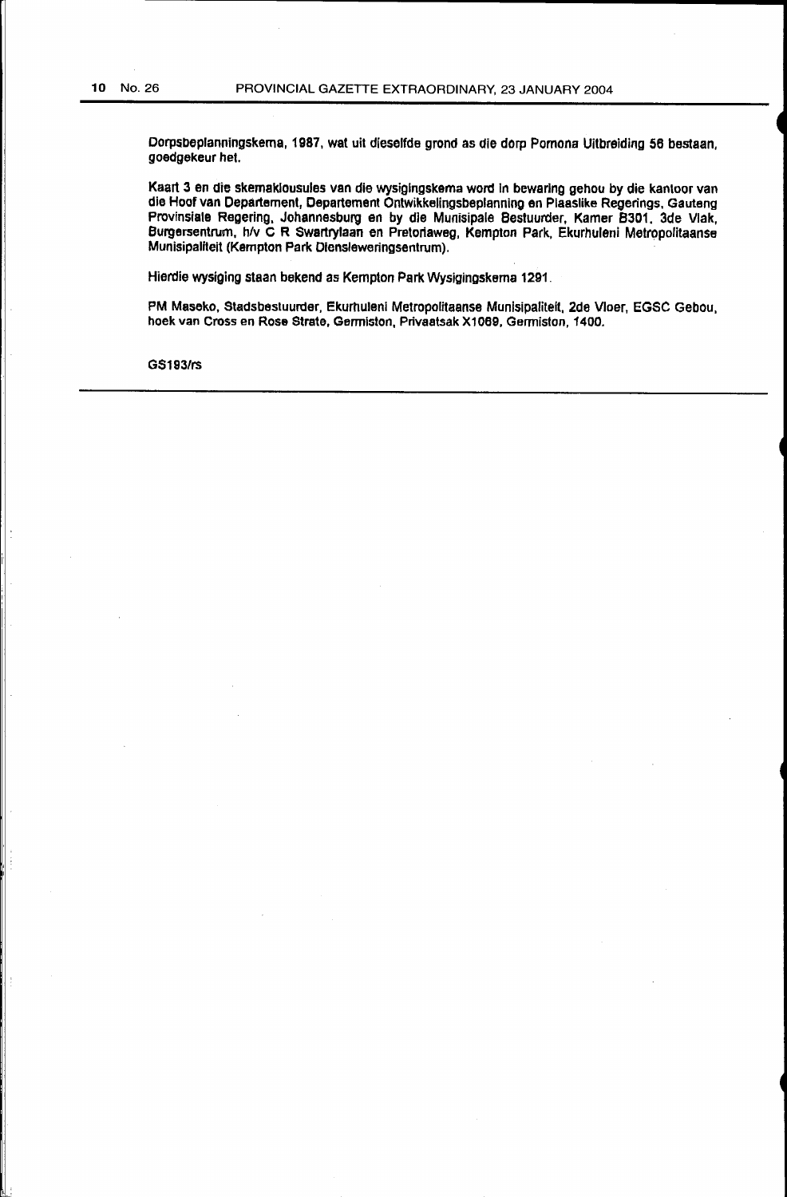Dorpsbeplanningskema, 1987, wat uit dieselfde grond as die dorp Pomona Uitbreiding 56 bestaan, goedgekeur het.

Kaart 3 en die skemaklousules van die wysigingskema word in bewaring gehou by die kantoor van die Hoof van Departement, Departement Ontwikkelingsbeplanning en Plaaslike Regerings, Gauteng Provinsiale Regering, Johannesburg en by die Munisipale Bestuurder, Kamer B301, 3de Vlak, Burgersentrum, h/v C R Swartrylaan en Pretoriaweg, Kempton Park, Ekurhuleni Metropolitaanse Munisipaliteit (Kempton Park Diensleweringsentrum).

Hierdie wysiging staan bekend as Kempton Park Wysigingskema 1291.

PM Maseko, Stadsbestuurder, Ekurhuleni Metropolitaanse Munisipaliteit, 2de Vloer, EGSC Gebou, hoek van Cross en Rose Strate, Germiston, Privaatsak X1069, Germiston, 1400.

GS193/rs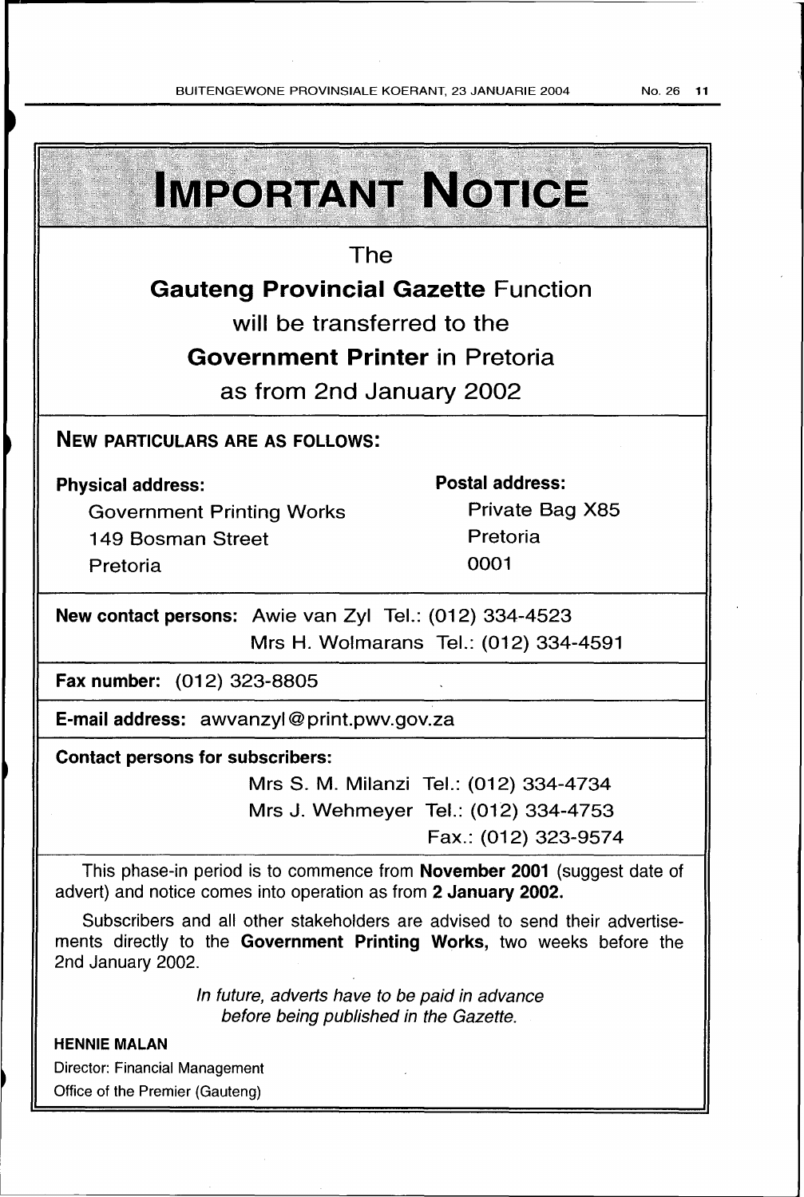# IMPORTANT NOTICE

The

**Gauteng Provincial Gazette** Function

will be transferred to the

**Government Printer** in Pretoria

as from 2nd January 2002

## NEW PARTICULARS ARE AS FOLLOWS:

**Physical address:**
Government Printing Works
149 Bosman Street
Pretoria

**Postal address:**
Private Bag X85
Pretoria
0001

**New contact persons:** Awie van Zyl Tel.: (012) 334-4523
Mrs H. Wolmarans Tel.: (012) 334-4591

**Fax number:** (012) 323-8805

**E-mail address:** awvanzyl@print.pwv.gov.za

**Contact persons for subscribers:**
Mrs S. M. Milanzi Tel.: (012) 334-4734
Mrs J. Wehmeyer Tel.: (012) 334-4753
Fax.: (012) 323-9574

This phase-in period is to commence from **November 2001** (suggest date of advert) and notice comes into operation as from **2 January 2002.**

Subscribers and all other stakeholders are advised to send their advertisements directly to the **Government Printing Works,** two weeks before the 2nd January 2002.

*In future, adverts have to be paid in advance before being published in the Gazette.*

**HENNIE MALAN**
Director: Financial Management
Office of the Premier (Gauteng)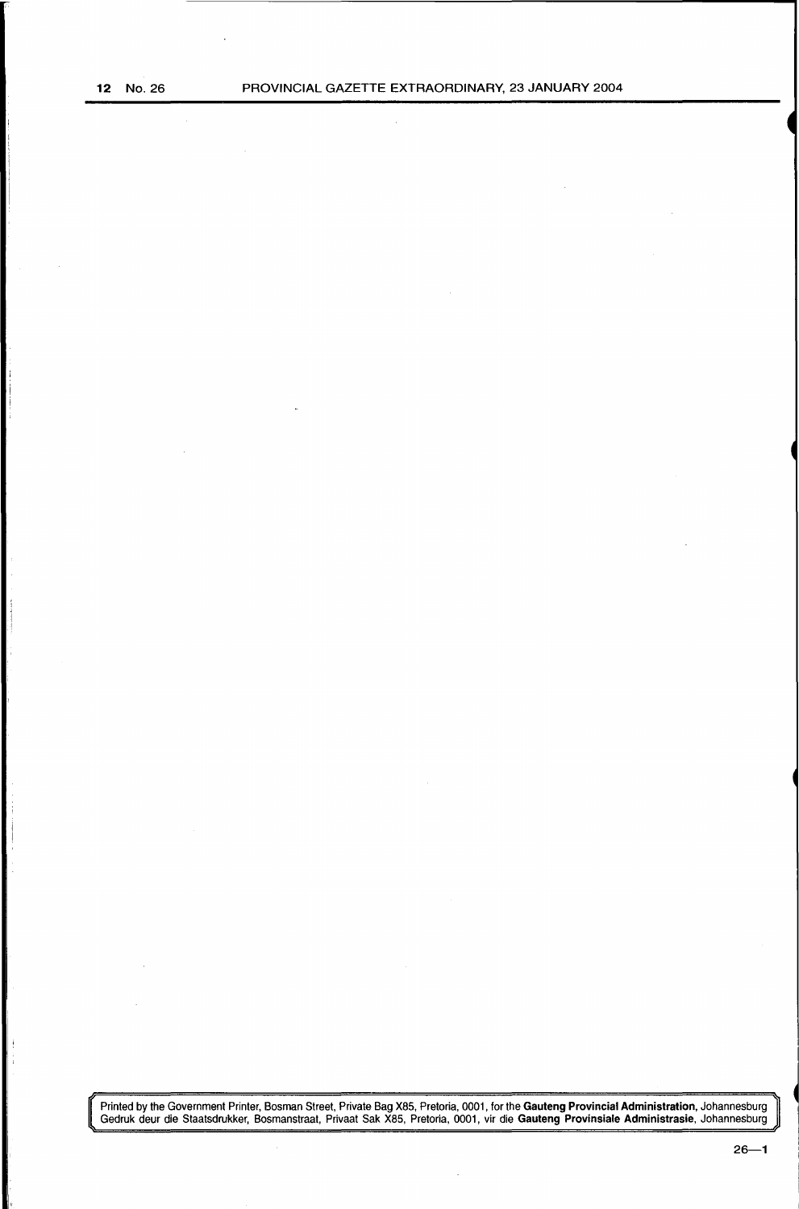Printed by the Government Printer, Bosman Street, Private Bag X85, Pretoria, 0001, for the **Gauteng Provincial Administration**, Johannesburg
Gedruk deur die Staatsdrukker, Bosmanstraat, Privaat Sak X85, Pretoria, 0001, vir die **Gauteng Provinsiale Administrasie**, Johannesburg

26—1